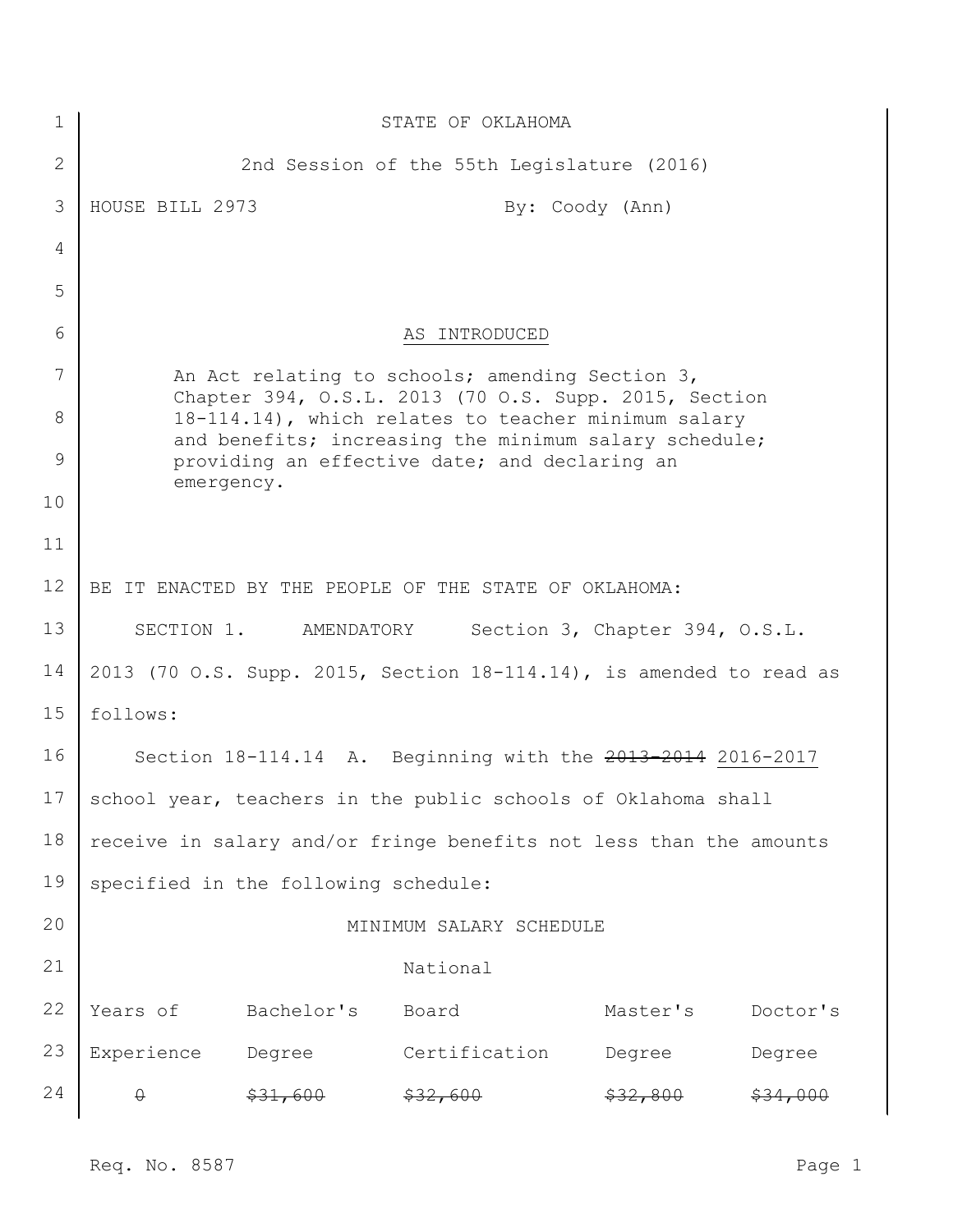STATE OF OKLAHOMA

2nd Session of the 55th Legislature (2016)

HOUSE BILL 2973 By: Coody (Ann)

AS INTRODUCED

An Act relating to schools; amending Section 3, Chapter 394, O.S.L. 2013 (70 O.S. Supp. 2015, Section 18-114.14), which relates to teacher minimum salary and benefits; increasing the minimum salary schedule; providing an effective date; and declaring an emergency.

BE IT ENACTED BY THE PEOPLE OF THE STATE OF OKLAHOMA:

SECTION 1. AMENDATORY Section 3, Chapter 394, O.S.L. 2013 (70 O.S. Supp. 2015, Section 18-114.14), is amended to read as follows:

Section 18-114.14 A. Beginning with the ~~2013-2014~~ 2016-2017 school year, teachers in the public schools of Oklahoma shall receive in salary and/or fringe benefits not less than the amounts specified in the following schedule:

MINIMUM SALARY SCHEDULE

| Years of Experience | Bachelor's Degree | National Board Certification | Master's Degree | Doctor's Degree |
|---|---|---|---|---|
| ~~0~~ | ~~$31,600~~ | ~~$32,600~~ | ~~$32,800~~ | ~~$34,000~~ |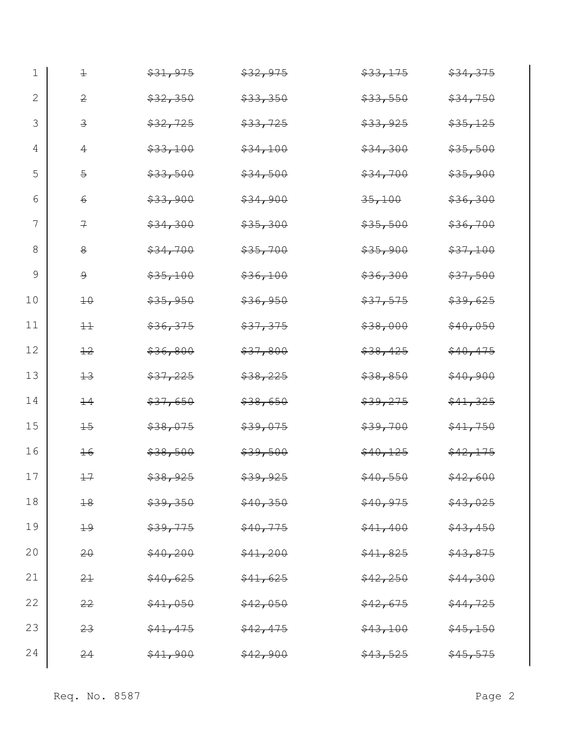| | | | | |
|---|---|---|---|---|
| ~~1~~ | ~~$31,975~~ | ~~$32,975~~ | ~~$33,175~~ | ~~$34,375~~ |
| ~~2~~ | ~~$32,350~~ | ~~$33,350~~ | ~~$33,550~~ | ~~$34,750~~ |
| ~~3~~ | ~~$32,725~~ | ~~$33,725~~ | ~~$33,925~~ | ~~$35,125~~ |
| ~~4~~ | ~~$33,100~~ | ~~$34,100~~ | ~~$34,300~~ | ~~$35,500~~ |
| ~~5~~ | ~~$33,500~~ | ~~$34,500~~ | ~~$34,700~~ | ~~$35,900~~ |
| ~~6~~ | ~~$33,900~~ | ~~$34,900~~ | ~~35,100~~ | ~~$36,300~~ |
| ~~7~~ | ~~$34,300~~ | ~~$35,300~~ | ~~$35,500~~ | ~~$36,700~~ |
| ~~8~~ | ~~$34,700~~ | ~~$35,700~~ | ~~$35,900~~ | ~~$37,100~~ |
| ~~9~~ | ~~$35,100~~ | ~~$36,100~~ | ~~$36,300~~ | ~~$37,500~~ |
| ~~10~~ | ~~$35,950~~ | ~~$36,950~~ | ~~$37,575~~ | ~~$39,625~~ |
| ~~11~~ | ~~$36,375~~ | ~~$37,375~~ | ~~$38,000~~ | ~~$40,050~~ |
| ~~12~~ | ~~$36,800~~ | ~~$37,800~~ | ~~$38,425~~ | ~~$40,475~~ |
| ~~13~~ | ~~$37,225~~ | ~~$38,225~~ | ~~$38,850~~ | ~~$40,900~~ |
| ~~14~~ | ~~$37,650~~ | ~~$38,650~~ | ~~$39,275~~ | ~~$41,325~~ |
| ~~15~~ | ~~$38,075~~ | ~~$39,075~~ | ~~$39,700~~ | ~~$41,750~~ |
| ~~16~~ | ~~$38,500~~ | ~~$39,500~~ | ~~$40,125~~ | ~~$42,175~~ |
| ~~17~~ | ~~$38,925~~ | ~~$39,925~~ | ~~$40,550~~ | ~~$42,600~~ |
| ~~18~~ | ~~$39,350~~ | ~~$40,350~~ | ~~$40,975~~ | ~~$43,025~~ |
| ~~19~~ | ~~$39,775~~ | ~~$40,775~~ | ~~$41,400~~ | ~~$43,450~~ |
| ~~20~~ | ~~$40,200~~ | ~~$41,200~~ | ~~$41,825~~ | ~~$43,875~~ |
| ~~21~~ | ~~$40,625~~ | ~~$41,625~~ | ~~$42,250~~ | ~~$44,300~~ |
| ~~22~~ | ~~$41,050~~ | ~~$42,050~~ | ~~$42,675~~ | ~~$44,725~~ |
| ~~23~~ | ~~$41,475~~ | ~~$42,475~~ | ~~$43,100~~ | ~~$45,150~~ |
| ~~24~~ | ~~$41,900~~ | ~~$42,900~~ | ~~$43,525~~ | ~~$45,575~~ |

Req. No. 8587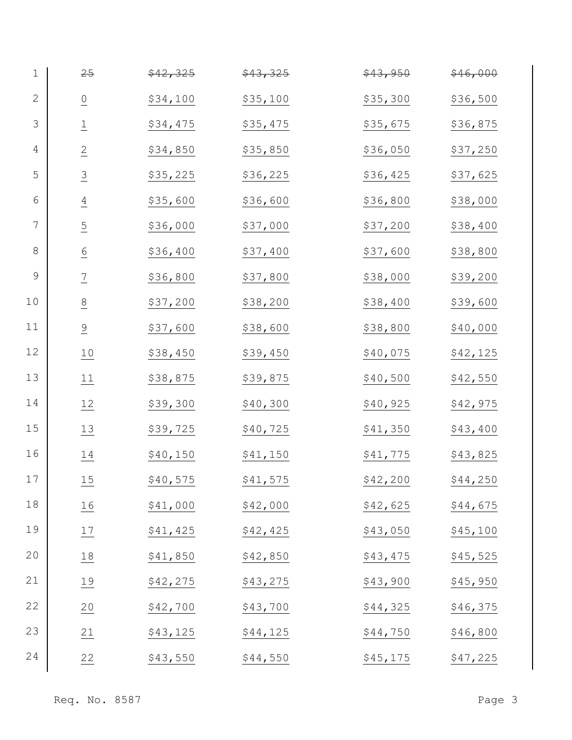| | | | | |
|---|---|---|---|---|
| ~~25~~ | ~~$42,325~~ | ~~$43,325~~ | ~~$43,950~~ | ~~$46,000~~ |
| 0 | $34,100 | $35,100 | $35,300 | $36,500 |
| 1 | $34,475 | $35,475 | $35,675 | $36,875 |
| 2 | $34,850 | $35,850 | $36,050 | $37,250 |
| 3 | $35,225 | $36,225 | $36,425 | $37,625 |
| 4 | $35,600 | $36,600 | $36,800 | $38,000 |
| 5 | $36,000 | $37,000 | $37,200 | $38,400 |
| 6 | $36,400 | $37,400 | $37,600 | $38,800 |
| 7 | $36,800 | $37,800 | $38,000 | $39,200 |
| 8 | $37,200 | $38,200 | $38,400 | $39,600 |
| 9 | $37,600 | $38,600 | $38,800 | $40,000 |
| 10 | $38,450 | $39,450 | $40,075 | $42,125 |
| 11 | $38,875 | $39,875 | $40,500 | $42,550 |
| 12 | $39,300 | $40,300 | $40,925 | $42,975 |
| 13 | $39,725 | $40,725 | $41,350 | $43,400 |
| 14 | $40,150 | $41,150 | $41,775 | $43,825 |
| 15 | $40,575 | $41,575 | $42,200 | $44,250 |
| 16 | $41,000 | $42,000 | $42,625 | $44,675 |
| 17 | $41,425 | $42,425 | $43,050 | $45,100 |
| 18 | $41,850 | $42,850 | $43,475 | $45,525 |
| 19 | $42,275 | $43,275 | $43,900 | $45,950 |
| 20 | $42,700 | $43,700 | $44,325 | $46,375 |
| 21 | $43,125 | $44,125 | $44,750 | $46,800 |
| 22 | $43,550 | $44,550 | $45,175 | $47,225 |

Req. No. 8587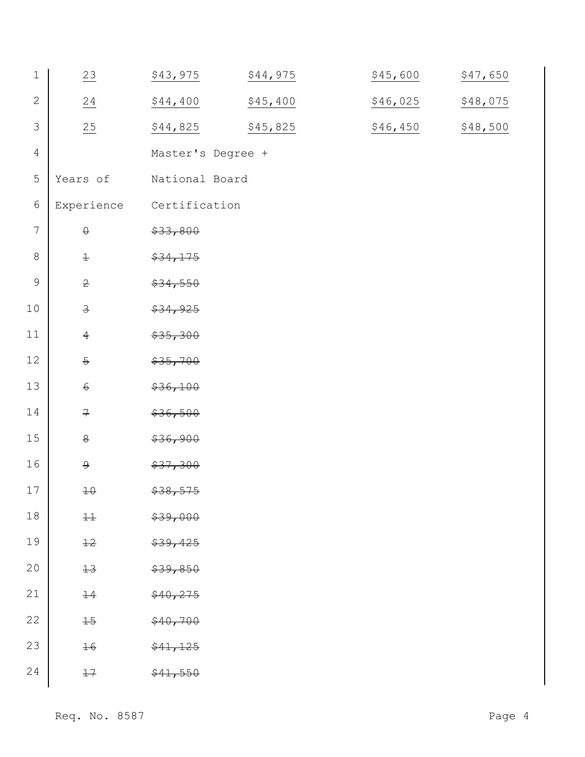| | | | | |
|---|---|---|---|---|
| <u>23</u> | <u>$43,975</u> | <u>$44,975</u> | <u>$45,600</u> | <u>$47,650</u> |
| <u>24</u> | <u>$44,400</u> | <u>$45,400</u> | <u>$46,025</u> | <u>$48,075</u> |
| <u>25</u> | <u>$44,825</u> | <u>$45,825</u> | <u>$46,450</u> | <u>$48,500</u> |

| Years of Experience | Master's Degree + National Board Certification |
|---|---|
| ~~0~~ | ~~$33,800~~ |
| ~~1~~ | ~~$34,175~~ |
| ~~2~~ | ~~$34,550~~ |
| ~~3~~ | ~~$34,925~~ |
| ~~4~~ | ~~$35,300~~ |
| ~~5~~ | ~~$35,700~~ |
| ~~6~~ | ~~$36,100~~ |
| ~~7~~ | ~~$36,500~~ |
| ~~8~~ | ~~$36,900~~ |
| ~~9~~ | ~~$37,300~~ |
| ~~10~~ | ~~$38,575~~ |
| ~~11~~ | ~~$39,000~~ |
| ~~12~~ | ~~$39,425~~ |
| ~~13~~ | ~~$39,850~~ |
| ~~14~~ | ~~$40,275~~ |
| ~~15~~ | ~~$40,700~~ |
| ~~16~~ | ~~$41,125~~ |
| ~~17~~ | ~~$41,550~~ |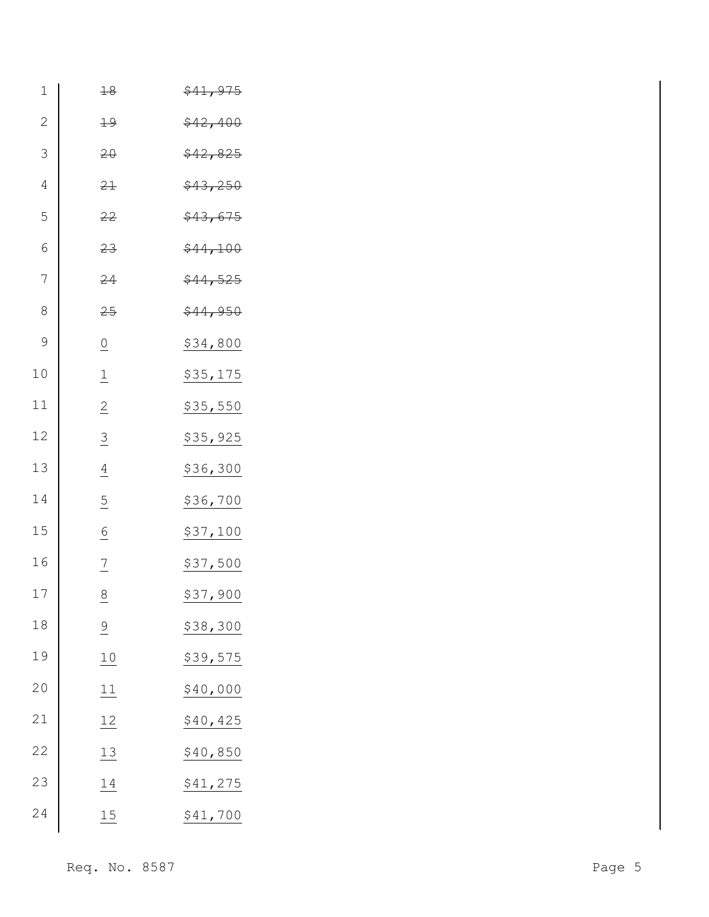| | |
|---|---|
| ~~18~~ | ~~$41,975~~ |
| ~~19~~ | ~~$42,400~~ |
| ~~20~~ | ~~$42,825~~ |
| ~~21~~ | ~~$43,250~~ |
| ~~22~~ | ~~$43,675~~ |
| ~~23~~ | ~~$44,100~~ |
| ~~24~~ | ~~$44,525~~ |
| ~~25~~ | ~~$44,950~~ |
| <u>0</u> | <u>$34,800</u> |
| <u>1</u> | <u>$35,175</u> |
| <u>2</u> | <u>$35,550</u> |
| <u>3</u> | <u>$35,925</u> |
| <u>4</u> | <u>$36,300</u> |
| <u>5</u> | <u>$36,700</u> |
| <u>6</u> | <u>$37,100</u> |
| <u>7</u> | <u>$37,500</u> |
| <u>8</u> | <u>$37,900</u> |
| <u>9</u> | <u>$38,300</u> |
| <u>10</u> | <u>$39,575</u> |
| <u>11</u> | <u>$40,000</u> |
| <u>12</u> | <u>$40,425</u> |
| <u>13</u> | <u>$40,850</u> |
| <u>14</u> | <u>$41,275</u> |
| <u>15</u> | <u>$41,700</u> |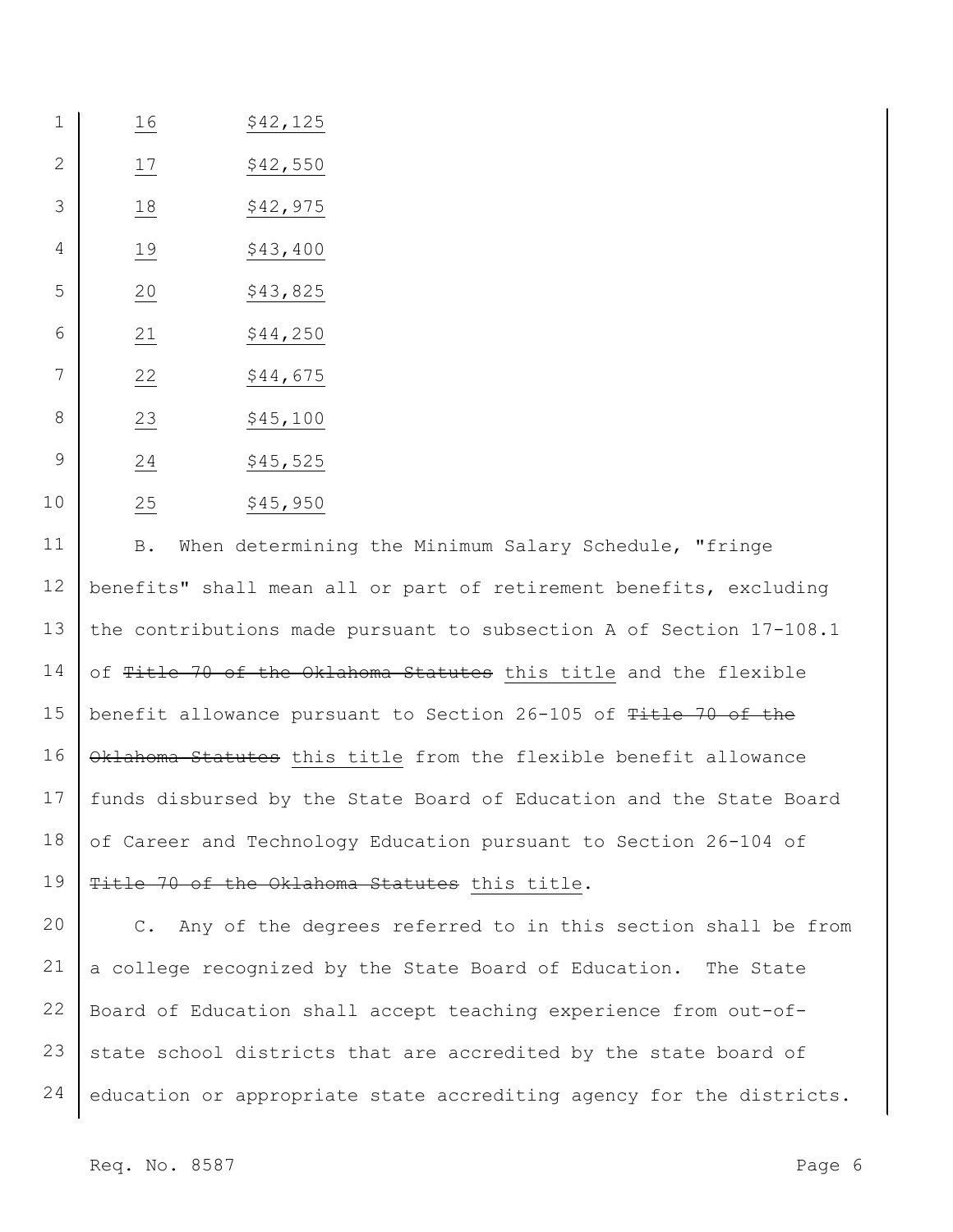| | |
|---|---|
| <u>16</u> | <u>$42,125</u> |
| <u>17</u> | <u>$42,550</u> |
| <u>18</u> | <u>$42,975</u> |
| <u>19</u> | <u>$43,400</u> |
| <u>20</u> | <u>$43,825</u> |
| <u>21</u> | <u>$44,250</u> |
| <u>22</u> | <u>$44,675</u> |
| <u>23</u> | <u>$45,100</u> |
| <u>24</u> | <u>$45,525</u> |
| <u>25</u> | <u>$45,950</u> |

B. When determining the Minimum Salary Schedule, "fringe benefits" shall mean all or part of retirement benefits, excluding the contributions made pursuant to subsection A of Section 17-108.1 of ~~Title 70 of the Oklahoma Statutes~~ <u>this title</u> and the flexible benefit allowance pursuant to Section 26-105 of ~~Title 70 of the Oklahoma Statutes~~ <u>this title</u> from the flexible benefit allowance funds disbursed by the State Board of Education and the State Board of Career and Technology Education pursuant to Section 26-104 of ~~Title 70 of the Oklahoma Statutes~~ <u>this title</u>.

C. Any of the degrees referred to in this section shall be from a college recognized by the State Board of Education. The State Board of Education shall accept teaching experience from out-of-state school districts that are accredited by the state board of education or appropriate state accrediting agency for the districts.

Req. No. 8587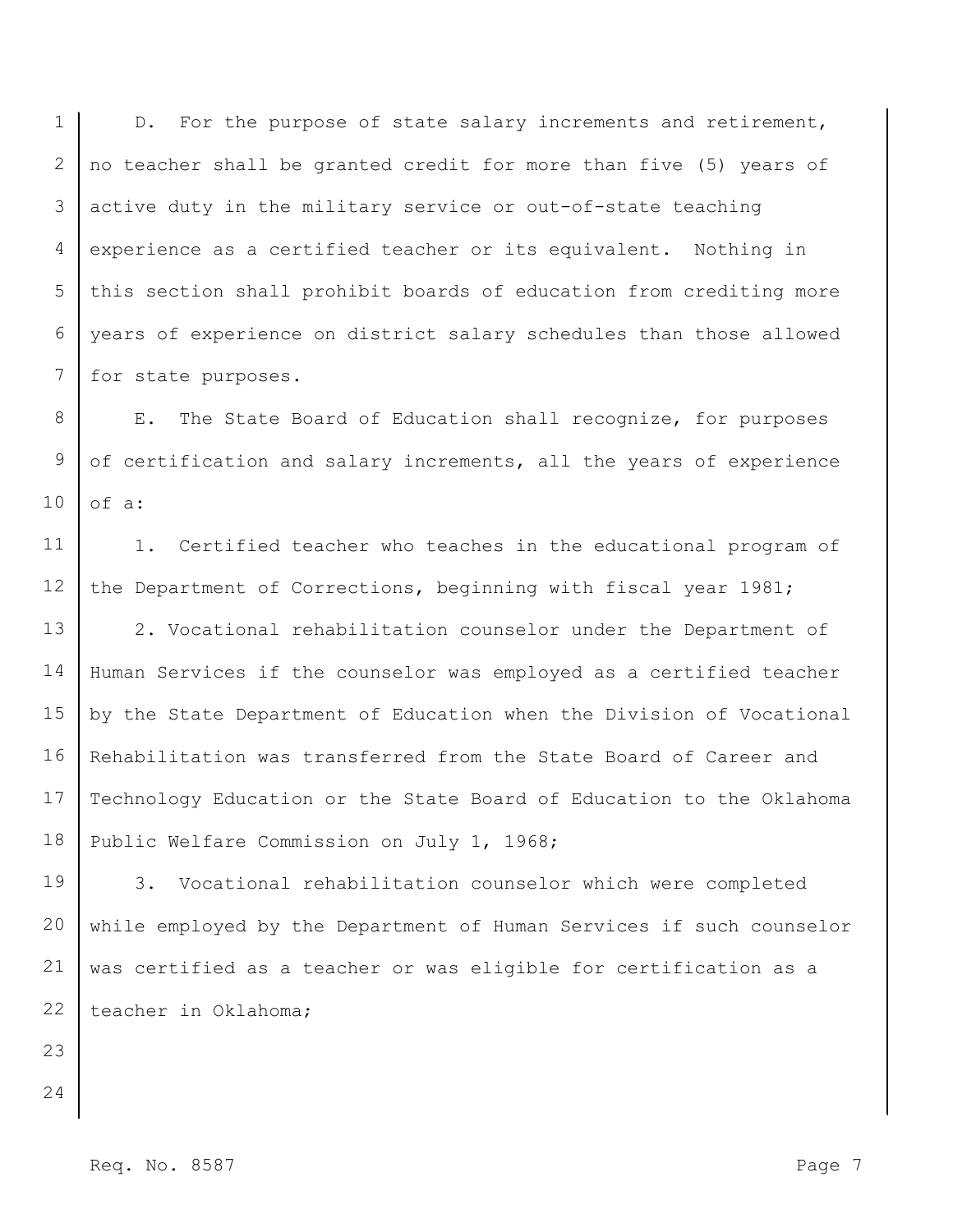D. For the purpose of state salary increments and retirement, no teacher shall be granted credit for more than five (5) years of active duty in the military service or out-of-state teaching experience as a certified teacher or its equivalent. Nothing in this section shall prohibit boards of education from crediting more years of experience on district salary schedules than those allowed for state purposes.

E. The State Board of Education shall recognize, for purposes of certification and salary increments, all the years of experience of a:

1. Certified teacher who teaches in the educational program of the Department of Corrections, beginning with fiscal year 1981;

2. Vocational rehabilitation counselor under the Department of Human Services if the counselor was employed as a certified teacher by the State Department of Education when the Division of Vocational Rehabilitation was transferred from the State Board of Career and Technology Education or the State Board of Education to the Oklahoma Public Welfare Commission on July 1, 1968;

3. Vocational rehabilitation counselor which were completed while employed by the Department of Human Services if such counselor was certified as a teacher or was eligible for certification as a teacher in Oklahoma;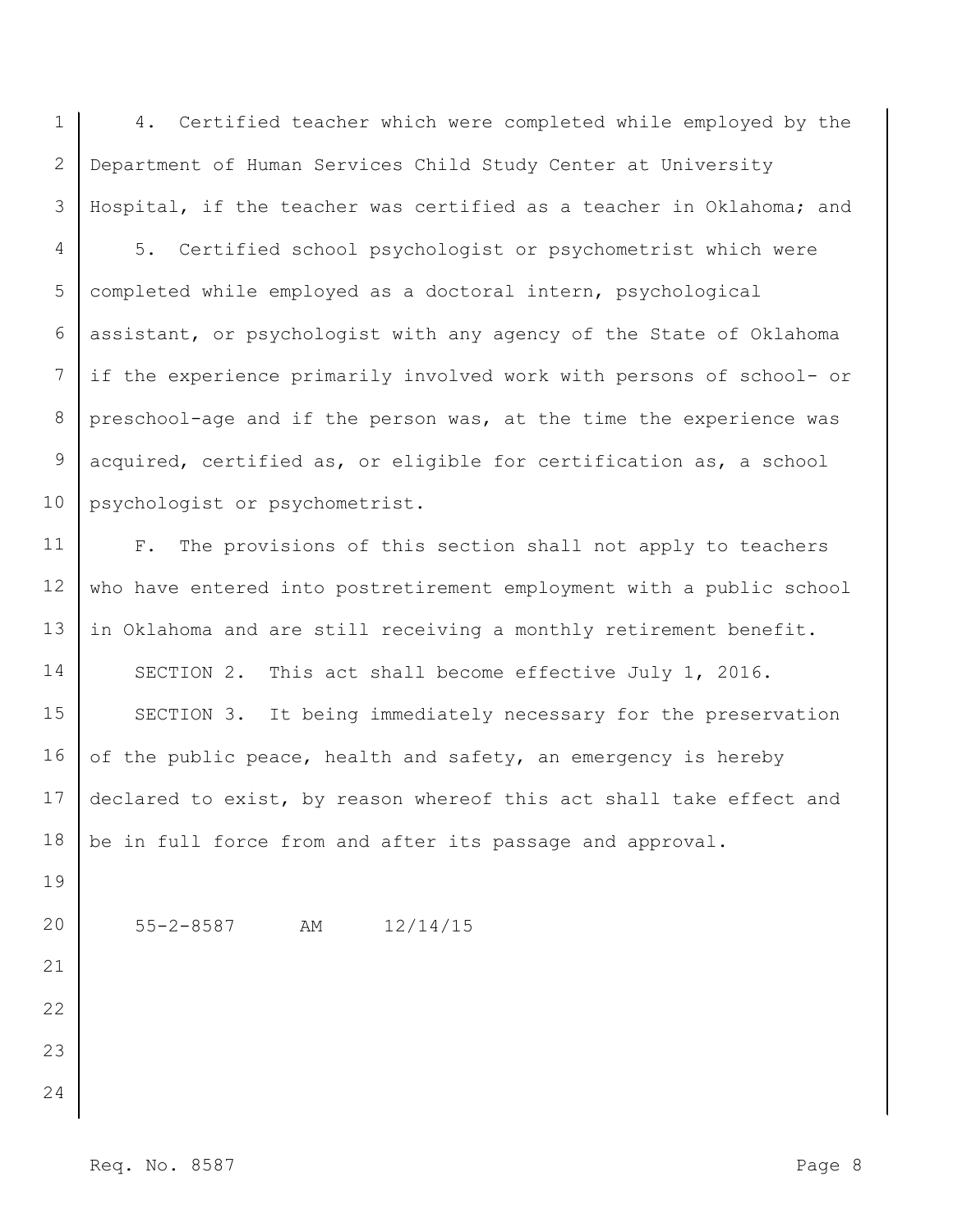4. Certified teacher which were completed while employed by the Department of Human Services Child Study Center at University Hospital, if the teacher was certified as a teacher in Oklahoma; and

5. Certified school psychologist or psychometrist which were completed while employed as a doctoral intern, psychological assistant, or psychologist with any agency of the State of Oklahoma if the experience primarily involved work with persons of school- or preschool-age and if the person was, at the time the experience was acquired, certified as, or eligible for certification as, a school psychologist or psychometrist.

F. The provisions of this section shall not apply to teachers who have entered into postretirement employment with a public school in Oklahoma and are still receiving a monthly retirement benefit.

SECTION 2. This act shall become effective July 1, 2016.

SECTION 3. It being immediately necessary for the preservation of the public peace, health and safety, an emergency is hereby declared to exist, by reason whereof this act shall take effect and be in full force from and after its passage and approval.

55-2-8587 AM 12/14/15